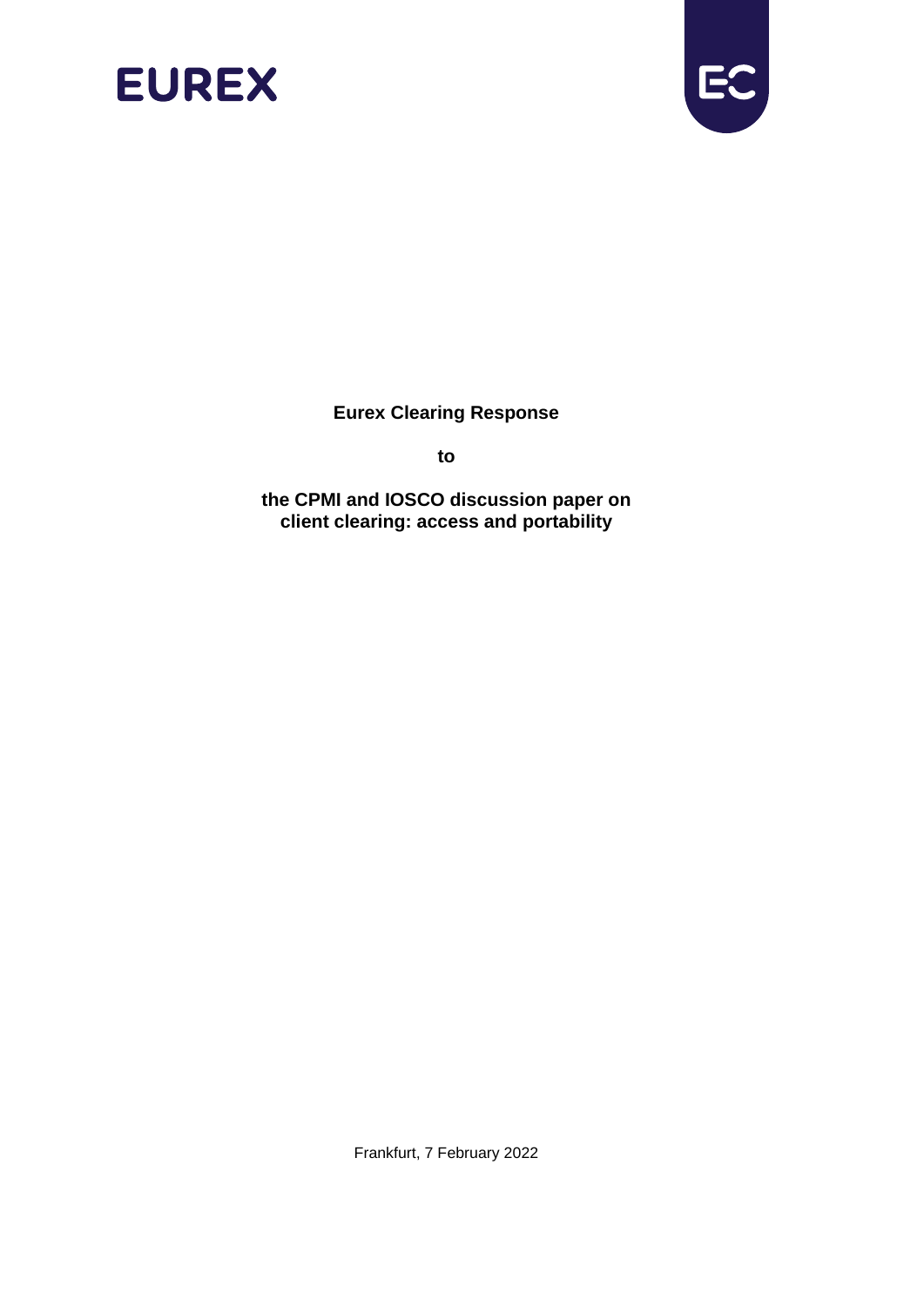EUREX

**Eurex Clearing Response**

**to**

**the CPMI and IOSCO discussion paper on client clearing: access and portability**

Frankfurt, 7 February 2022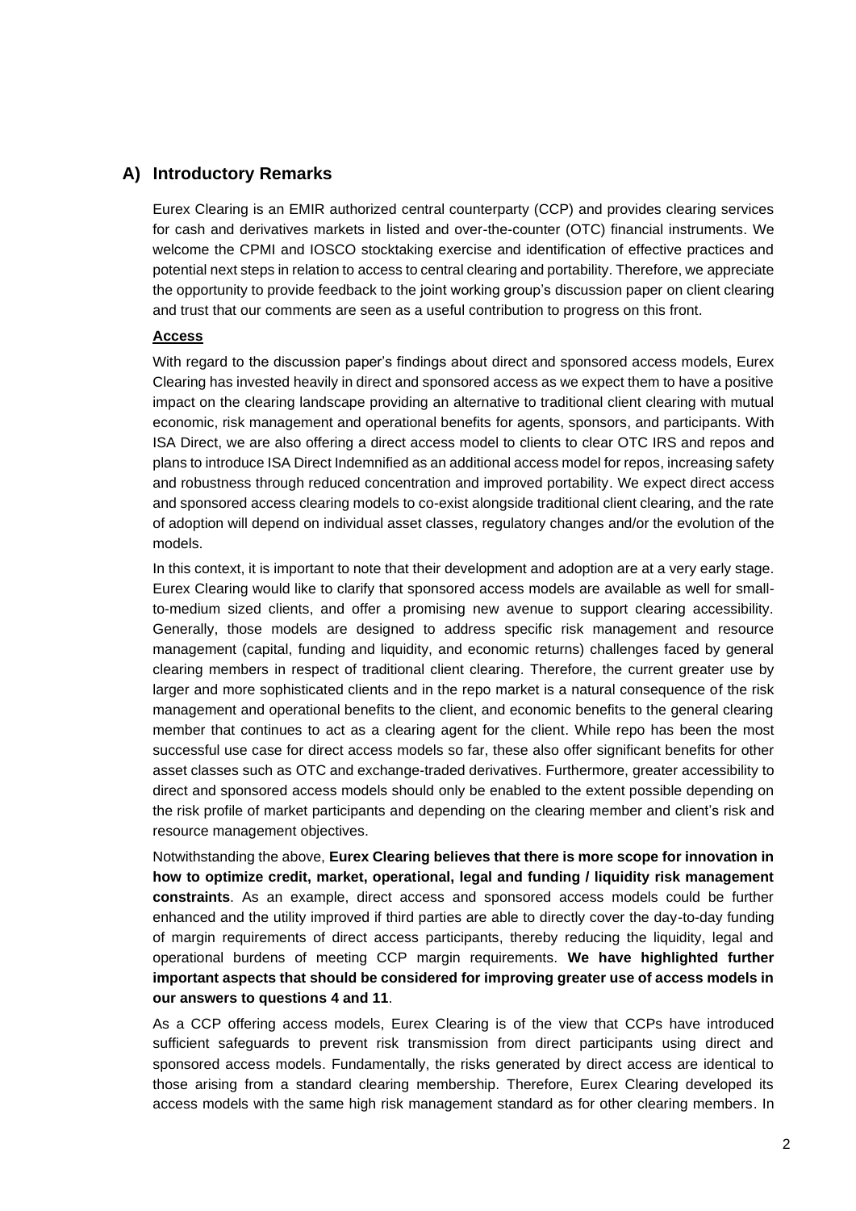## A) Introductory Remarks

Eurex Clearing is an EMIR authorized central counterparty (CCP) and provides clearing services for cash and derivatives markets in listed and over-the-counter (OTC) financial instruments. We welcome the CPMI and IOSCO stocktaking exercise and identification of effective practices and potential next steps in relation to access to central clearing and portability. Therefore, we appreciate the opportunity to provide feedback to the joint working group's discussion paper on client clearing and trust that our comments are seen as a useful contribution to progress on this front.

**Access**

With regard to the discussion paper's findings about direct and sponsored access models, Eurex Clearing has invested heavily in direct and sponsored access as we expect them to have a positive impact on the clearing landscape providing an alternative to traditional client clearing with mutual economic, risk management and operational benefits for agents, sponsors, and participants. With ISA Direct, we are also offering a direct access model to clients to clear OTC IRS and repos and plans to introduce ISA Direct Indemnified as an additional access model for repos, increasing safety and robustness through reduced concentration and improved portability. We expect direct access and sponsored access clearing models to co-exist alongside traditional client clearing, and the rate of adoption will depend on individual asset classes, regulatory changes and/or the evolution of the models.

In this context, it is important to note that their development and adoption are at a very early stage. Eurex Clearing would like to clarify that sponsored access models are available as well for small-to-medium sized clients, and offer a promising new avenue to support clearing accessibility. Generally, those models are designed to address specific risk management and resource management (capital, funding and liquidity, and economic returns) challenges faced by general clearing members in respect of traditional client clearing. Therefore, the current greater use by larger and more sophisticated clients and in the repo market is a natural consequence of the risk management and operational benefits to the client, and economic benefits to the general clearing member that continues to act as a clearing agent for the client. While repo has been the most successful use case for direct access models so far, these also offer significant benefits for other asset classes such as OTC and exchange-traded derivatives. Furthermore, greater accessibility to direct and sponsored access models should only be enabled to the extent possible depending on the risk profile of market participants and depending on the clearing member and client's risk and resource management objectives.

Notwithstanding the above, **Eurex Clearing believes that there is more scope for innovation in how to optimize credit, market, operational, legal and funding / liquidity risk management constraints**. As an example, direct access and sponsored access models could be further enhanced and the utility improved if third parties are able to directly cover the day-to-day funding of margin requirements of direct access participants, thereby reducing the liquidity, legal and operational burdens of meeting CCP margin requirements. **We have highlighted further important aspects that should be considered for improving greater use of access models in our answers to questions 4 and 11**.

As a CCP offering access models, Eurex Clearing is of the view that CCPs have introduced sufficient safeguards to prevent risk transmission from direct participants using direct and sponsored access models. Fundamentally, the risks generated by direct access are identical to those arising from a standard clearing membership. Therefore, Eurex Clearing developed its access models with the same high risk management standard as for other clearing members. In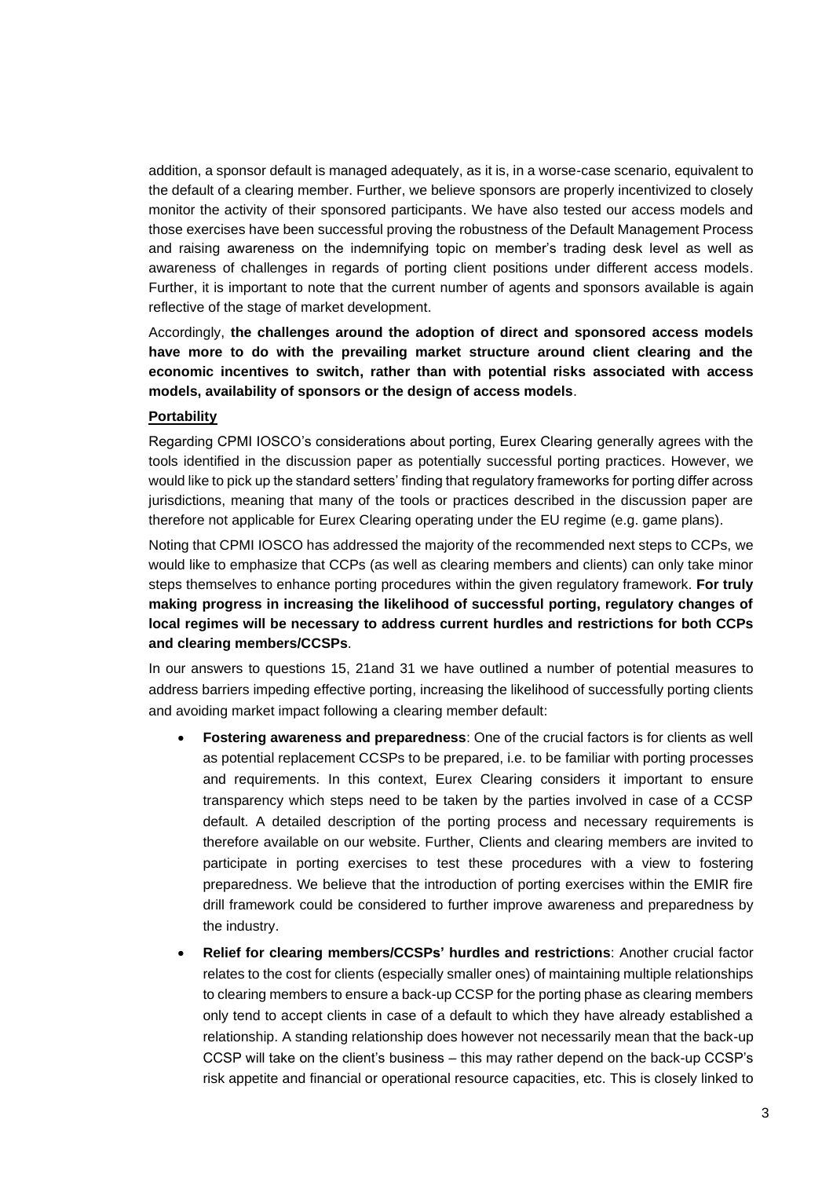addition, a sponsor default is managed adequately, as it is, in a worse-case scenario, equivalent to the default of a clearing member. Further, we believe sponsors are properly incentivized to closely monitor the activity of their sponsored participants. We have also tested our access models and those exercises have been successful proving the robustness of the Default Management Process and raising awareness on the indemnifying topic on member's trading desk level as well as awareness of challenges in regards of porting client positions under different access models. Further, it is important to note that the current number of agents and sponsors available is again reflective of the stage of market development.

Accordingly, **the challenges around the adoption of direct and sponsored access models have more to do with the prevailing market structure around client clearing and the economic incentives to switch, rather than with potential risks associated with access models, availability of sponsors or the design of access models**.

**Portability**

Regarding CPMI IOSCO's considerations about porting, Eurex Clearing generally agrees with the tools identified in the discussion paper as potentially successful porting practices. However, we would like to pick up the standard setters' finding that regulatory frameworks for porting differ across jurisdictions, meaning that many of the tools or practices described in the discussion paper are therefore not applicable for Eurex Clearing operating under the EU regime (e.g. game plans).

Noting that CPMI IOSCO has addressed the majority of the recommended next steps to CCPs, we would like to emphasize that CCPs (as well as clearing members and clients) can only take minor steps themselves to enhance porting procedures within the given regulatory framework. **For truly making progress in increasing the likelihood of successful porting, regulatory changes of local regimes will be necessary to address current hurdles and restrictions for both CCPs and clearing members/CCSPs**.

In our answers to questions 15, 21and 31 we have outlined a number of potential measures to address barriers impeding effective porting, increasing the likelihood of successfully porting clients and avoiding market impact following a clearing member default:

- **Fostering awareness and preparedness**: One of the crucial factors is for clients as well as potential replacement CCSPs to be prepared, i.e. to be familiar with porting processes and requirements. In this context, Eurex Clearing considers it important to ensure transparency which steps need to be taken by the parties involved in case of a CCSP default. A detailed description of the porting process and necessary requirements is therefore available on our website. Further, Clients and clearing members are invited to participate in porting exercises to test these procedures with a view to fostering preparedness. We believe that the introduction of porting exercises within the EMIR fire drill framework could be considered to further improve awareness and preparedness by the industry.
- **Relief for clearing members/CCSPs' hurdles and restrictions**: Another crucial factor relates to the cost for clients (especially smaller ones) of maintaining multiple relationships to clearing members to ensure a back-up CCSP for the porting phase as clearing members only tend to accept clients in case of a default to which they have already established a relationship. A standing relationship does however not necessarily mean that the back-up CCSP will take on the client's business – this may rather depend on the back-up CCSP's risk appetite and financial or operational resource capacities, etc. This is closely linked to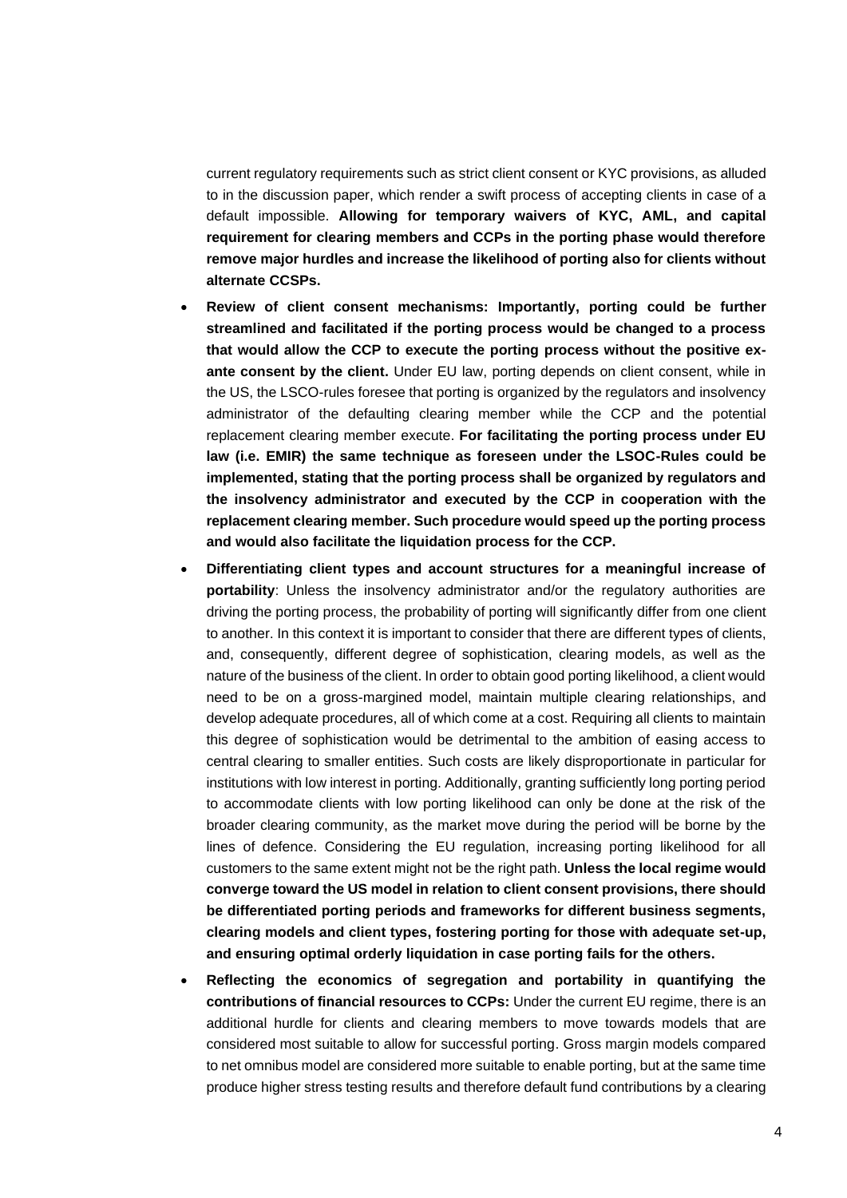current regulatory requirements such as strict client consent or KYC provisions, as alluded to in the discussion paper, which render a swift process of accepting clients in case of a default impossible. **Allowing for temporary waivers of KYC, AML, and capital requirement for clearing members and CCPs in the porting phase would therefore remove major hurdles and increase the likelihood of porting also for clients without alternate CCSPs.**

- **Review of client consent mechanisms: Importantly, porting could be further streamlined and facilitated if the porting process would be changed to a process that would allow the CCP to execute the porting process without the positive ex-ante consent by the client.** Under EU law, porting depends on client consent, while in the US, the LSCO-rules foresee that porting is organized by the regulators and insolvency administrator of the defaulting clearing member while the CCP and the potential replacement clearing member execute. **For facilitating the porting process under EU law (i.e. EMIR) the same technique as foreseen under the LSOC-Rules could be implemented, stating that the porting process shall be organized by regulators and the insolvency administrator and executed by the CCP in cooperation with the replacement clearing member. Such procedure would speed up the porting process and would also facilitate the liquidation process for the CCP.**
- **Differentiating client types and account structures for a meaningful increase of portability**: Unless the insolvency administrator and/or the regulatory authorities are driving the porting process, the probability of porting will significantly differ from one client to another. In this context it is important to consider that there are different types of clients, and, consequently, different degree of sophistication, clearing models, as well as the nature of the business of the client. In order to obtain good porting likelihood, a client would need to be on a gross-margined model, maintain multiple clearing relationships, and develop adequate procedures, all of which come at a cost. Requiring all clients to maintain this degree of sophistication would be detrimental to the ambition of easing access to central clearing to smaller entities. Such costs are likely disproportionate in particular for institutions with low interest in porting. Additionally, granting sufficiently long porting period to accommodate clients with low porting likelihood can only be done at the risk of the broader clearing community, as the market move during the period will be borne by the lines of defence. Considering the EU regulation, increasing porting likelihood for all customers to the same extent might not be the right path. **Unless the local regime would converge toward the US model in relation to client consent provisions, there should be differentiated porting periods and frameworks for different business segments, clearing models and client types, fostering porting for those with adequate set-up, and ensuring optimal orderly liquidation in case porting fails for the others.**
- **Reflecting the economics of segregation and portability in quantifying the contributions of financial resources to CCPs:** Under the current EU regime, there is an additional hurdle for clients and clearing members to move towards models that are considered most suitable to allow for successful porting. Gross margin models compared to net omnibus model are considered more suitable to enable porting, but at the same time produce higher stress testing results and therefore default fund contributions by a clearing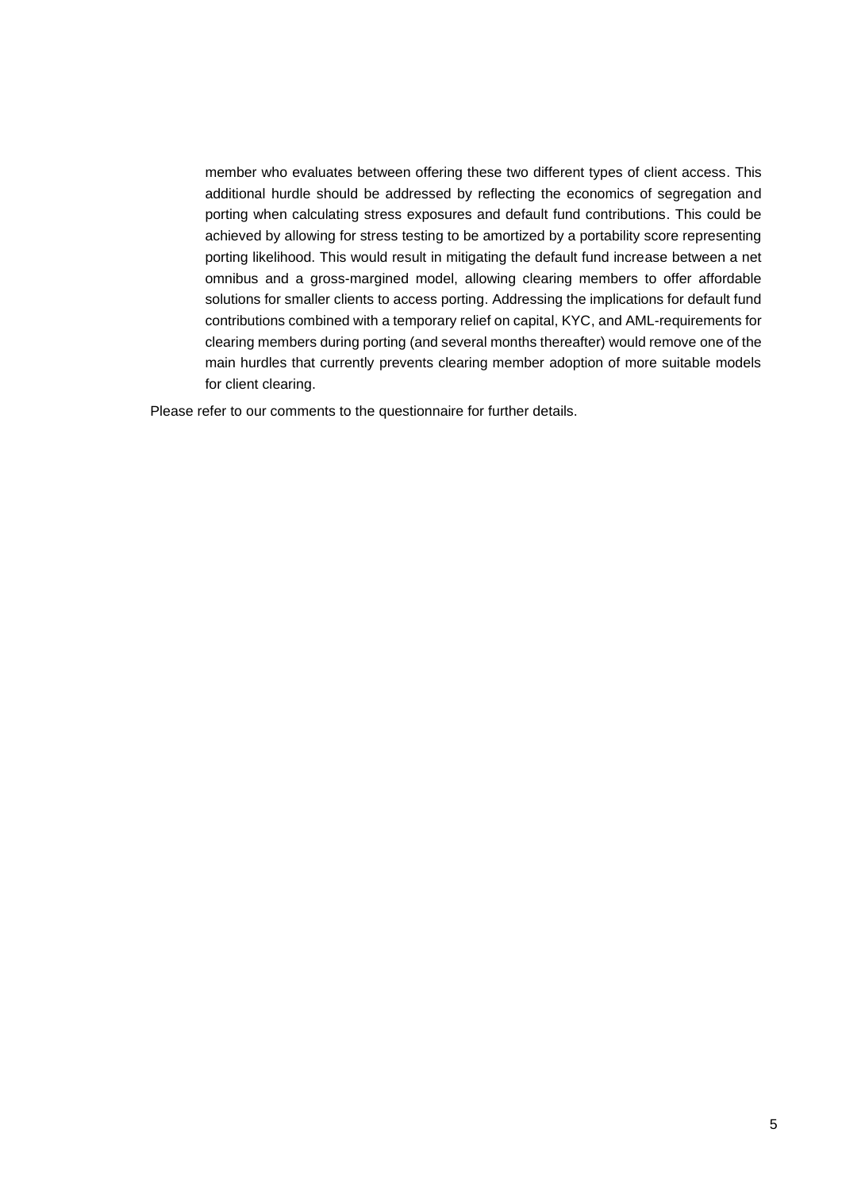member who evaluates between offering these two different types of client access. This additional hurdle should be addressed by reflecting the economics of segregation and porting when calculating stress exposures and default fund contributions. This could be achieved by allowing for stress testing to be amortized by a portability score representing porting likelihood. This would result in mitigating the default fund increase between a net omnibus and a gross-margined model, allowing clearing members to offer affordable solutions for smaller clients to access porting. Addressing the implications for default fund contributions combined with a temporary relief on capital, KYC, and AML-requirements for clearing members during porting (and several months thereafter) would remove one of the main hurdles that currently prevents clearing member adoption of more suitable models for client clearing.

Please refer to our comments to the questionnaire for further details.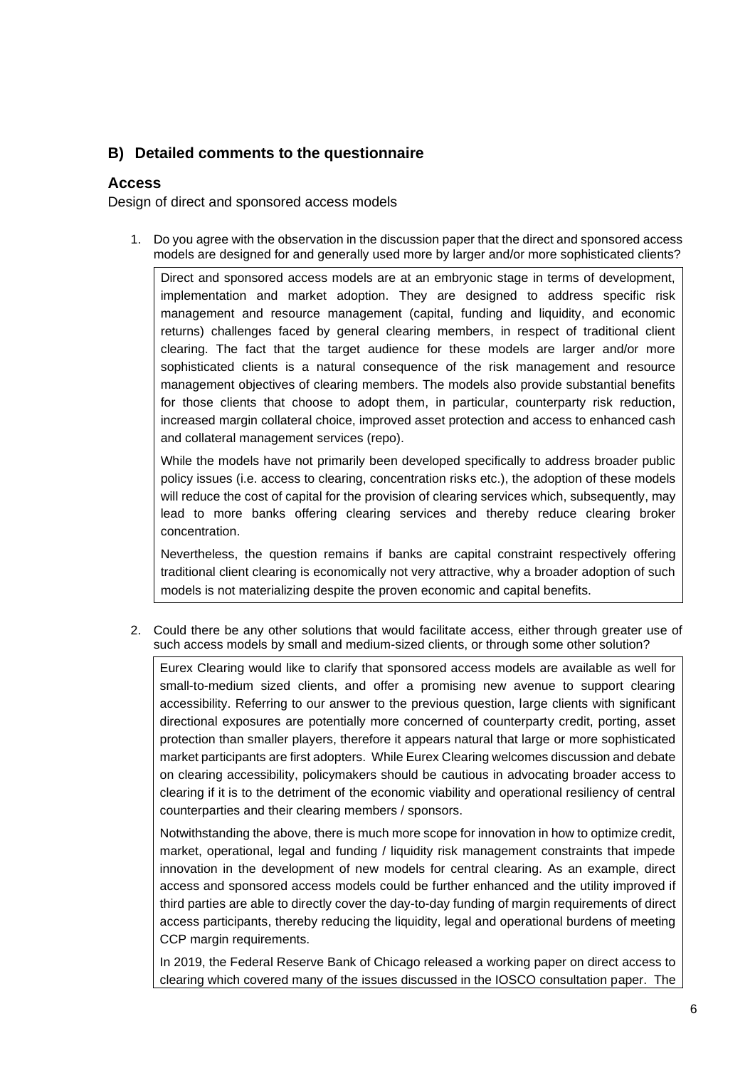## B) Detailed comments to the questionnaire

### Access

Design of direct and sponsored access models

1. Do you agree with the observation in the discussion paper that the direct and sponsored access models are designed for and generally used more by larger and/or more sophisticated clients?

Direct and sponsored access models are at an embryonic stage in terms of development, implementation and market adoption. They are designed to address specific risk management and resource management (capital, funding and liquidity, and economic returns) challenges faced by general clearing members, in respect of traditional client clearing. The fact that the target audience for these models are larger and/or more sophisticated clients is a natural consequence of the risk management and resource management objectives of clearing members. The models also provide substantial benefits for those clients that choose to adopt them, in particular, counterparty risk reduction, increased margin collateral choice, improved asset protection and access to enhanced cash and collateral management services (repo).

While the models have not primarily been developed specifically to address broader public policy issues (i.e. access to clearing, concentration risks etc.), the adoption of these models will reduce the cost of capital for the provision of clearing services which, subsequently, may lead to more banks offering clearing services and thereby reduce clearing broker concentration.

Nevertheless, the question remains if banks are capital constraint respectively offering traditional client clearing is economically not very attractive, why a broader adoption of such models is not materializing despite the proven economic and capital benefits.

2. Could there be any other solutions that would facilitate access, either through greater use of such access models by small and medium-sized clients, or through some other solution?

Eurex Clearing would like to clarify that sponsored access models are available as well for small-to-medium sized clients, and offer a promising new avenue to support clearing accessibility. Referring to our answer to the previous question, large clients with significant directional exposures are potentially more concerned of counterparty credit, porting, asset protection than smaller players, therefore it appears natural that large or more sophisticated market participants are first adopters. While Eurex Clearing welcomes discussion and debate on clearing accessibility, policymakers should be cautious in advocating broader access to clearing if it is to the detriment of the economic viability and operational resiliency of central counterparties and their clearing members / sponsors.

Notwithstanding the above, there is much more scope for innovation in how to optimize credit, market, operational, legal and funding / liquidity risk management constraints that impede innovation in the development of new models for central clearing. As an example, direct access and sponsored access models could be further enhanced and the utility improved if third parties are able to directly cover the day-to-day funding of margin requirements of direct access participants, thereby reducing the liquidity, legal and operational burdens of meeting CCP margin requirements.

In 2019, the Federal Reserve Bank of Chicago released a working paper on direct access to clearing which covered many of the issues discussed in the IOSCO consultation paper. The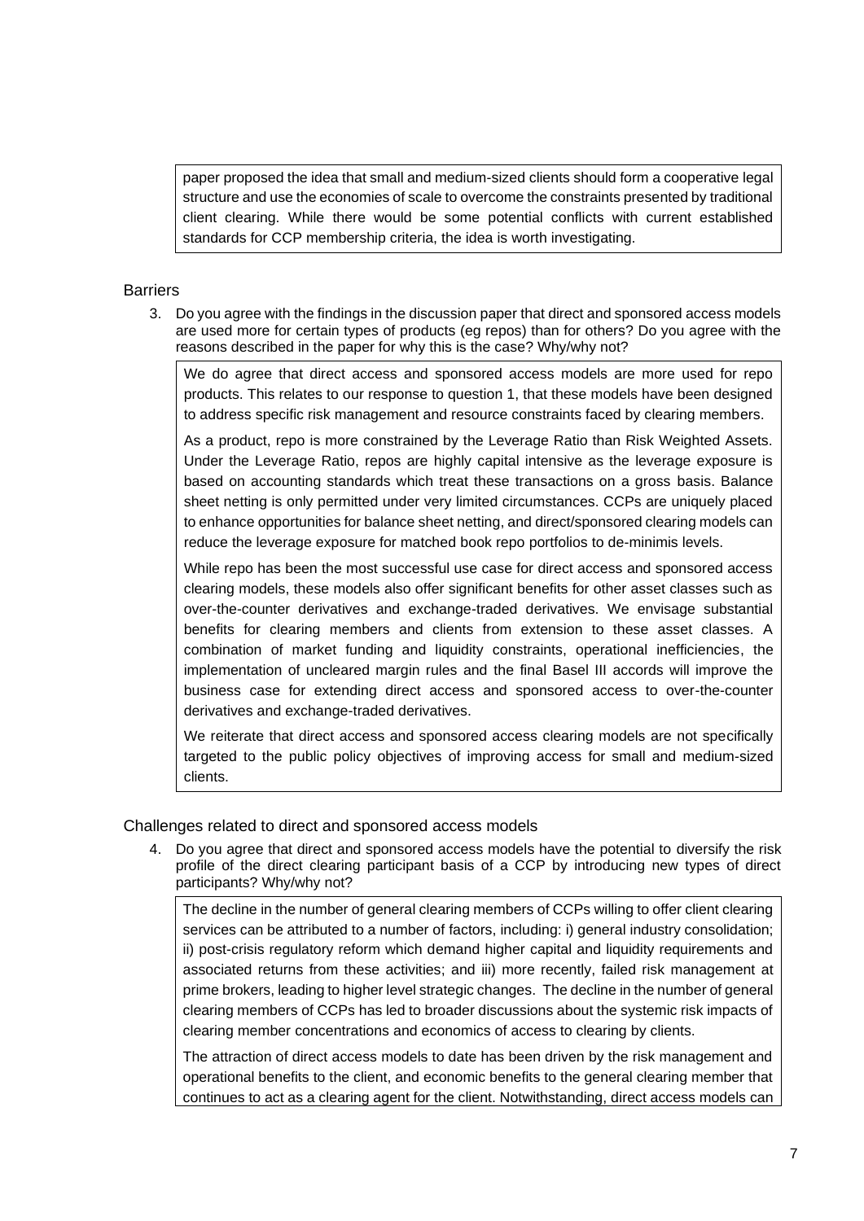paper proposed the idea that small and medium-sized clients should form a cooperative legal structure and use the economies of scale to overcome the constraints presented by traditional client clearing. While there would be some potential conflicts with current established standards for CCP membership criteria, the idea is worth investigating.

## Barriers

3. Do you agree with the findings in the discussion paper that direct and sponsored access models are used more for certain types of products (eg repos) than for others? Do you agree with the reasons described in the paper for why this is the case? Why/why not?

We do agree that direct access and sponsored access models are more used for repo products. This relates to our response to question 1, that these models have been designed to address specific risk management and resource constraints faced by clearing members.

As a product, repo is more constrained by the Leverage Ratio than Risk Weighted Assets. Under the Leverage Ratio, repos are highly capital intensive as the leverage exposure is based on accounting standards which treat these transactions on a gross basis. Balance sheet netting is only permitted under very limited circumstances. CCPs are uniquely placed to enhance opportunities for balance sheet netting, and direct/sponsored clearing models can reduce the leverage exposure for matched book repo portfolios to de-minimis levels.

While repo has been the most successful use case for direct access and sponsored access clearing models, these models also offer significant benefits for other asset classes such as over-the-counter derivatives and exchange-traded derivatives. We envisage substantial benefits for clearing members and clients from extension to these asset classes. A combination of market funding and liquidity constraints, operational inefficiencies, the implementation of uncleared margin rules and the final Basel III accords will improve the business case for extending direct access and sponsored access to over-the-counter derivatives and exchange-traded derivatives.

We reiterate that direct access and sponsored access clearing models are not specifically targeted to the public policy objectives of improving access for small and medium-sized clients.

## Challenges related to direct and sponsored access models

4. Do you agree that direct and sponsored access models have the potential to diversify the risk profile of the direct clearing participant basis of a CCP by introducing new types of direct participants? Why/why not?

The decline in the number of general clearing members of CCPs willing to offer client clearing services can be attributed to a number of factors, including: i) general industry consolidation; ii) post-crisis regulatory reform which demand higher capital and liquidity requirements and associated returns from these activities; and iii) more recently, failed risk management at prime brokers, leading to higher level strategic changes. The decline in the number of general clearing members of CCPs has led to broader discussions about the systemic risk impacts of clearing member concentrations and economics of access to clearing by clients.

The attraction of direct access models to date has been driven by the risk management and operational benefits to the client, and economic benefits to the general clearing member that continues to act as a clearing agent for the client. Notwithstanding, direct access models can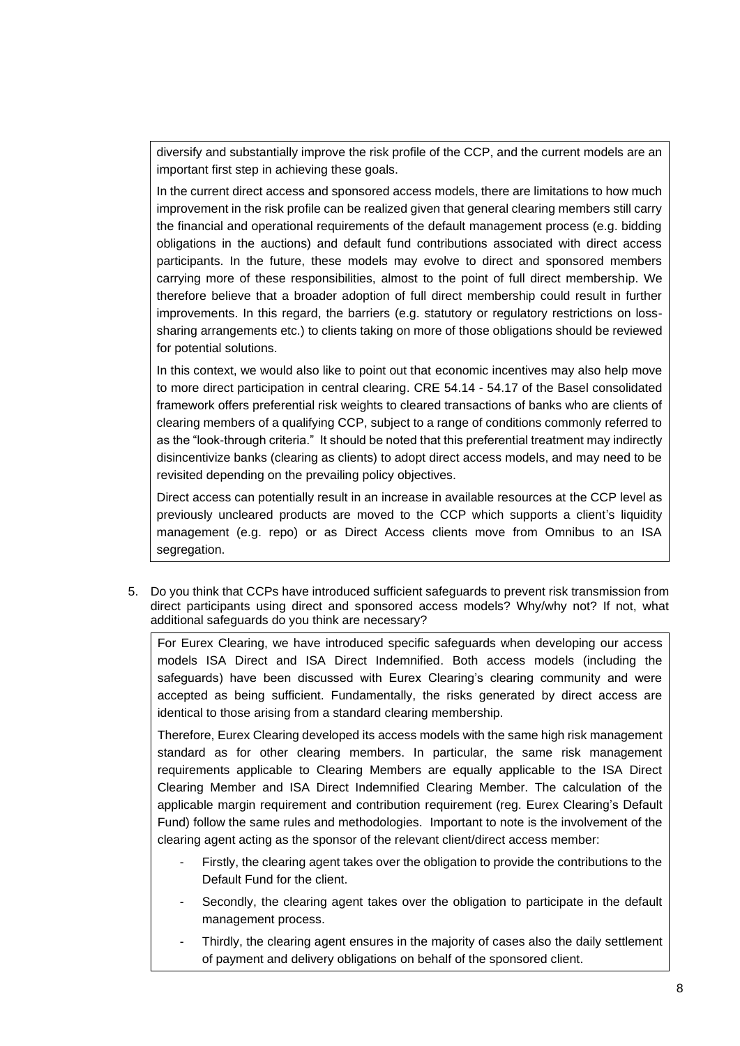diversify and substantially improve the risk profile of the CCP, and the current models are an important first step in achieving these goals.

In the current direct access and sponsored access models, there are limitations to how much improvement in the risk profile can be realized given that general clearing members still carry the financial and operational requirements of the default management process (e.g. bidding obligations in the auctions) and default fund contributions associated with direct access participants. In the future, these models may evolve to direct and sponsored members carrying more of these responsibilities, almost to the point of full direct membership. We therefore believe that a broader adoption of full direct membership could result in further improvements. In this regard, the barriers (e.g. statutory or regulatory restrictions on loss-sharing arrangements etc.) to clients taking on more of those obligations should be reviewed for potential solutions.

In this context, we would also like to point out that economic incentives may also help move to more direct participation in central clearing. CRE 54.14 - 54.17 of the Basel consolidated framework offers preferential risk weights to cleared transactions of banks who are clients of clearing members of a qualifying CCP, subject to a range of conditions commonly referred to as the "look-through criteria." It should be noted that this preferential treatment may indirectly disincentivize banks (clearing as clients) to adopt direct access models, and may need to be revisited depending on the prevailing policy objectives.

Direct access can potentially result in an increase in available resources at the CCP level as previously uncleared products are moved to the CCP which supports a client's liquidity management (e.g. repo) or as Direct Access clients move from Omnibus to an ISA segregation.

5. Do you think that CCPs have introduced sufficient safeguards to prevent risk transmission from direct participants using direct and sponsored access models? Why/why not? If not, what additional safeguards do you think are necessary?

For Eurex Clearing, we have introduced specific safeguards when developing our access models ISA Direct and ISA Direct Indemnified. Both access models (including the safeguards) have been discussed with Eurex Clearing's clearing community and were accepted as being sufficient. Fundamentally, the risks generated by direct access are identical to those arising from a standard clearing membership.

Therefore, Eurex Clearing developed its access models with the same high risk management standard as for other clearing members. In particular, the same risk management requirements applicable to Clearing Members are equally applicable to the ISA Direct Clearing Member and ISA Direct Indemnified Clearing Member. The calculation of the applicable margin requirement and contribution requirement (reg. Eurex Clearing's Default Fund) follow the same rules and methodologies. Important to note is the involvement of the clearing agent acting as the sponsor of the relevant client/direct access member:

- Firstly, the clearing agent takes over the obligation to provide the contributions to the Default Fund for the client.
- Secondly, the clearing agent takes over the obligation to participate in the default management process.
- Thirdly, the clearing agent ensures in the majority of cases also the daily settlement of payment and delivery obligations on behalf of the sponsored client.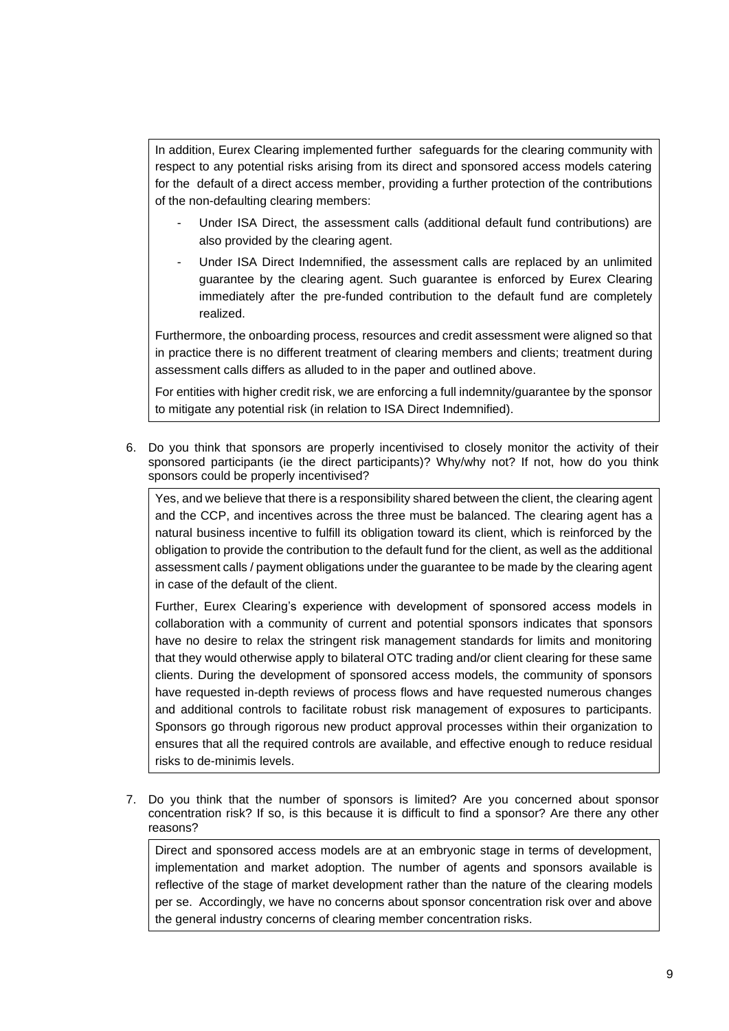In addition, Eurex Clearing implemented further safeguards for the clearing community with respect to any potential risks arising from its direct and sponsored access models catering for the default of a direct access member, providing a further protection of the contributions of the non-defaulting clearing members:

- Under ISA Direct, the assessment calls (additional default fund contributions) are also provided by the clearing agent.
- Under ISA Direct Indemnified, the assessment calls are replaced by an unlimited guarantee by the clearing agent. Such guarantee is enforced by Eurex Clearing immediately after the pre-funded contribution to the default fund are completely realized.

Furthermore, the onboarding process, resources and credit assessment were aligned so that in practice there is no different treatment of clearing members and clients; treatment during assessment calls differs as alluded to in the paper and outlined above.

For entities with higher credit risk, we are enforcing a full indemnity/guarantee by the sponsor to mitigate any potential risk (in relation to ISA Direct Indemnified).

6. Do you think that sponsors are properly incentivised to closely monitor the activity of their sponsored participants (ie the direct participants)? Why/why not? If not, how do you think sponsors could be properly incentivised?

Yes, and we believe that there is a responsibility shared between the client, the clearing agent and the CCP, and incentives across the three must be balanced. The clearing agent has a natural business incentive to fulfill its obligation toward its client, which is reinforced by the obligation to provide the contribution to the default fund for the client, as well as the additional assessment calls / payment obligations under the guarantee to be made by the clearing agent in case of the default of the client.

Further, Eurex Clearing's experience with development of sponsored access models in collaboration with a community of current and potential sponsors indicates that sponsors have no desire to relax the stringent risk management standards for limits and monitoring that they would otherwise apply to bilateral OTC trading and/or client clearing for these same clients. During the development of sponsored access models, the community of sponsors have requested in-depth reviews of process flows and have requested numerous changes and additional controls to facilitate robust risk management of exposures to participants. Sponsors go through rigorous new product approval processes within their organization to ensures that all the required controls are available, and effective enough to reduce residual risks to de-minimis levels.

7. Do you think that the number of sponsors is limited? Are you concerned about sponsor concentration risk? If so, is this because it is difficult to find a sponsor? Are there any other reasons?

Direct and sponsored access models are at an embryonic stage in terms of development, implementation and market adoption. The number of agents and sponsors available is reflective of the stage of market development rather than the nature of the clearing models per se. Accordingly, we have no concerns about sponsor concentration risk over and above the general industry concerns of clearing member concentration risks.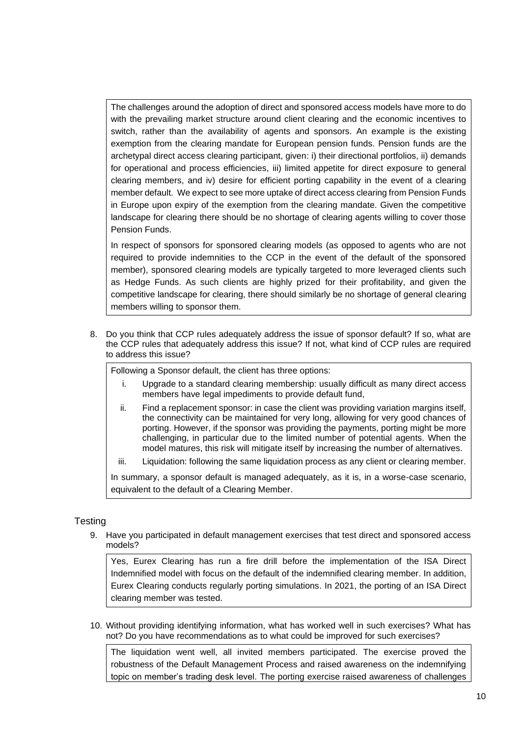The challenges around the adoption of direct and sponsored access models have more to do with the prevailing market structure around client clearing and the economic incentives to switch, rather than the availability of agents and sponsors. An example is the existing exemption from the clearing mandate for European pension funds. Pension funds are the archetypal direct access clearing participant, given: i) their directional portfolios, ii) demands for operational and process efficiencies, iii) limited appetite for direct exposure to general clearing members, and iv) desire for efficient porting capability in the event of a clearing member default. We expect to see more uptake of direct access clearing from Pension Funds in Europe upon expiry of the exemption from the clearing mandate. Given the competitive landscape for clearing there should be no shortage of clearing agents willing to cover those Pension Funds.

In respect of sponsors for sponsored clearing models (as opposed to agents who are not required to provide indemnities to the CCP in the event of the default of the sponsored member), sponsored clearing models are typically targeted to more leveraged clients such as Hedge Funds. As such clients are highly prized for their profitability, and given the competitive landscape for clearing, there should similarly be no shortage of general clearing members willing to sponsor them.

8. Do you think that CCP rules adequately address the issue of sponsor default? If so, what are the CCP rules that adequately address this issue? If not, what kind of CCP rules are required to address this issue?

Following a Sponsor default, the client has three options:

i. Upgrade to a standard clearing membership: usually difficult as many direct access members have legal impediments to provide default fund,
ii. Find a replacement sponsor: in case the client was providing variation margins itself, the connectivity can be maintained for very long, allowing for very good chances of porting. However, if the sponsor was providing the payments, porting might be more challenging, in particular due to the limited number of potential agents. When the model matures, this risk will mitigate itself by increasing the number of alternatives.
iii. Liquidation: following the same liquidation process as any client or clearing member.

In summary, a sponsor default is managed adequately, as it is, in a worse-case scenario, equivalent to the default of a Clearing Member.

## Testing

9. Have you participated in default management exercises that test direct and sponsored access models?

Yes, Eurex Clearing has run a fire drill before the implementation of the ISA Direct Indemnified model with focus on the default of the indemnified clearing member. In addition, Eurex Clearing conducts regularly porting simulations. In 2021, the porting of an ISA Direct clearing member was tested.

10. Without providing identifying information, what has worked well in such exercises? What has not? Do you have recommendations as to what could be improved for such exercises?

The liquidation went well, all invited members participated. The exercise proved the robustness of the Default Management Process and raised awareness on the indemnifying topic on member's trading desk level. The porting exercise raised awareness of challenges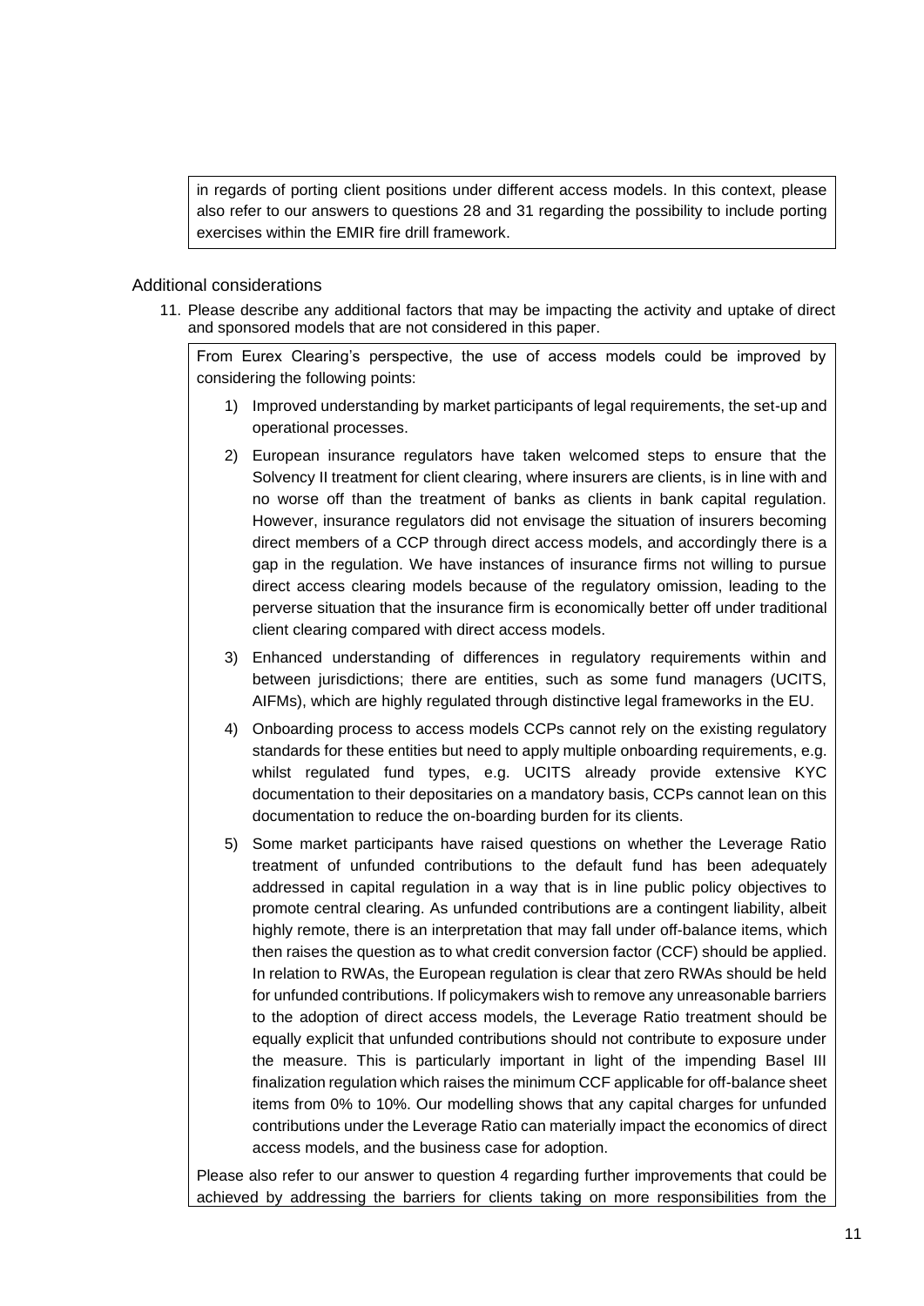in regards of porting client positions under different access models. In this context, please also refer to our answers to questions 28 and 31 regarding the possibility to include porting exercises within the EMIR fire drill framework.

## Additional considerations

11. Please describe any additional factors that may be impacting the activity and uptake of direct and sponsored models that are not considered in this paper.

From Eurex Clearing's perspective, the use of access models could be improved by considering the following points:

1) Improved understanding by market participants of legal requirements, the set-up and operational processes.
2) European insurance regulators have taken welcomed steps to ensure that the Solvency II treatment for client clearing, where insurers are clients, is in line with and no worse off than the treatment of banks as clients in bank capital regulation. However, insurance regulators did not envisage the situation of insurers becoming direct members of a CCP through direct access models, and accordingly there is a gap in the regulation. We have instances of insurance firms not willing to pursue direct access clearing models because of the regulatory omission, leading to the perverse situation that the insurance firm is economically better off under traditional client clearing compared with direct access models.
3) Enhanced understanding of differences in regulatory requirements within and between jurisdictions; there are entities, such as some fund managers (UCITS, AIFMs), which are highly regulated through distinctive legal frameworks in the EU.
4) Onboarding process to access models CCPs cannot rely on the existing regulatory standards for these entities but need to apply multiple onboarding requirements, e.g. whilst regulated fund types, e.g. UCITS already provide extensive KYC documentation to their depositaries on a mandatory basis, CCPs cannot lean on this documentation to reduce the on-boarding burden for its clients.
5) Some market participants have raised questions on whether the Leverage Ratio treatment of unfunded contributions to the default fund has been adequately addressed in capital regulation in a way that is in line public policy objectives to promote central clearing. As unfunded contributions are a contingent liability, albeit highly remote, there is an interpretation that may fall under off-balance items, which then raises the question as to what credit conversion factor (CCF) should be applied. In relation to RWAs, the European regulation is clear that zero RWAs should be held for unfunded contributions. If policymakers wish to remove any unreasonable barriers to the adoption of direct access models, the Leverage Ratio treatment should be equally explicit that unfunded contributions should not contribute to exposure under the measure. This is particularly important in light of the impending Basel III finalization regulation which raises the minimum CCF applicable for off-balance sheet items from 0% to 10%. Our modelling shows that any capital charges for unfunded contributions under the Leverage Ratio can materially impact the economics of direct access models, and the business case for adoption.

Please also refer to our answer to question 4 regarding further improvements that could be achieved by addressing the barriers for clients taking on more responsibilities from the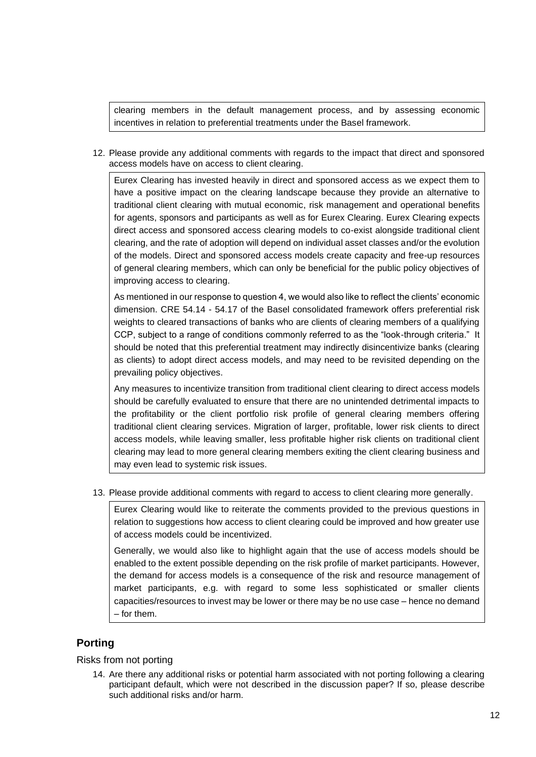clearing members in the default management process, and by assessing economic incentives in relation to preferential treatments under the Basel framework.

12. Please provide any additional comments with regards to the impact that direct and sponsored access models have on access to client clearing.

Eurex Clearing has invested heavily in direct and sponsored access as we expect them to have a positive impact on the clearing landscape because they provide an alternative to traditional client clearing with mutual economic, risk management and operational benefits for agents, sponsors and participants as well as for Eurex Clearing. Eurex Clearing expects direct access and sponsored access clearing models to co-exist alongside traditional client clearing, and the rate of adoption will depend on individual asset classes and/or the evolution of the models. Direct and sponsored access models create capacity and free-up resources of general clearing members, which can only be beneficial for the public policy objectives of improving access to clearing.

As mentioned in our response to question 4, we would also like to reflect the clients' economic dimension. CRE 54.14 - 54.17 of the Basel consolidated framework offers preferential risk weights to cleared transactions of banks who are clients of clearing members of a qualifying CCP, subject to a range of conditions commonly referred to as the "look-through criteria." It should be noted that this preferential treatment may indirectly disincentivize banks (clearing as clients) to adopt direct access models, and may need to be revisited depending on the prevailing policy objectives.

Any measures to incentivize transition from traditional client clearing to direct access models should be carefully evaluated to ensure that there are no unintended detrimental impacts to the profitability or the client portfolio risk profile of general clearing members offering traditional client clearing services. Migration of larger, profitable, lower risk clients to direct access models, while leaving smaller, less profitable higher risk clients on traditional client clearing may lead to more general clearing members exiting the client clearing business and may even lead to systemic risk issues.

13. Please provide additional comments with regard to access to client clearing more generally.

Eurex Clearing would like to reiterate the comments provided to the previous questions in relation to suggestions how access to client clearing could be improved and how greater use of access models could be incentivized.

Generally, we would also like to highlight again that the use of access models should be enabled to the extent possible depending on the risk profile of market participants. However, the demand for access models is a consequence of the risk and resource management of market participants, e.g. with regard to some less sophisticated or smaller clients capacities/resources to invest may be lower or there may be no use case – hence no demand – for them.

## Porting

Risks from not porting

14. Are there any additional risks or potential harm associated with not porting following a clearing participant default, which were not described in the discussion paper? If so, please describe such additional risks and/or harm.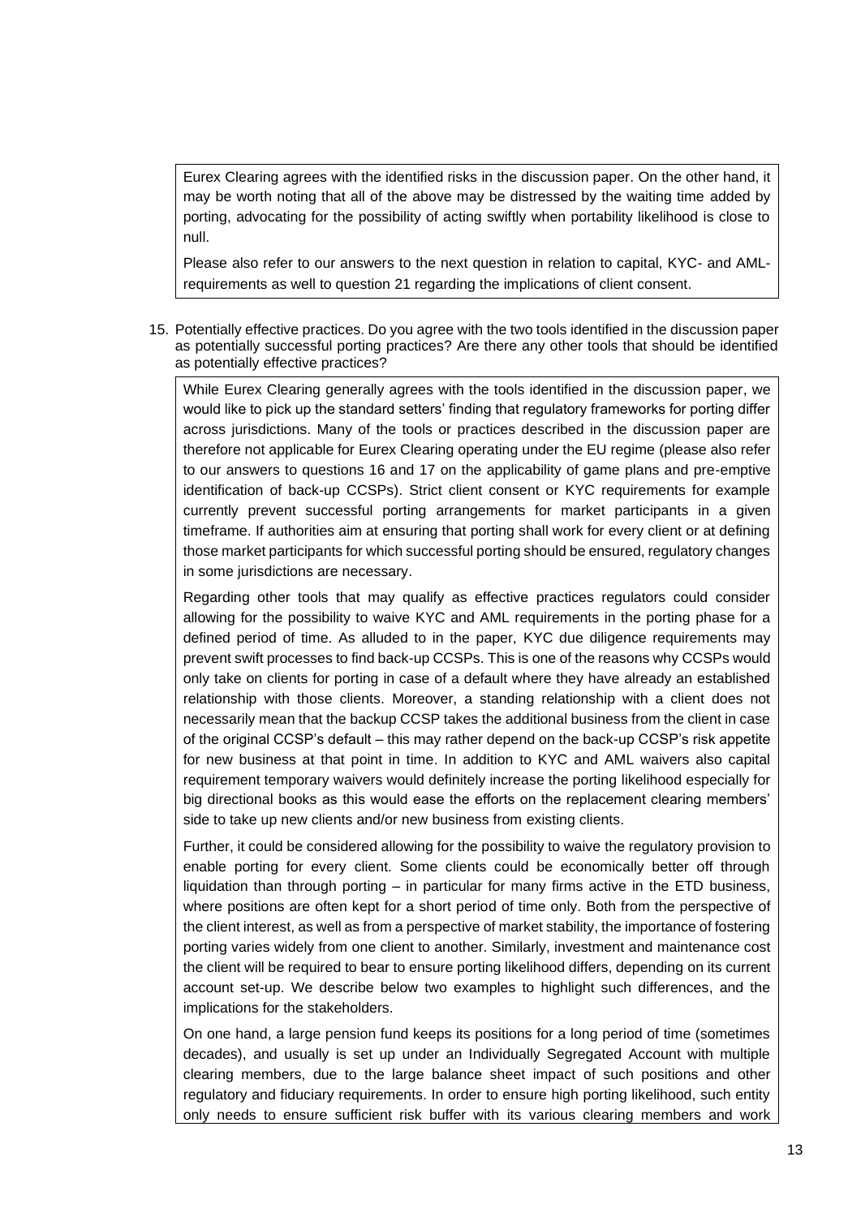Eurex Clearing agrees with the identified risks in the discussion paper. On the other hand, it may be worth noting that all of the above may be distressed by the waiting time added by porting, advocating for the possibility of acting swiftly when portability likelihood is close to null.

Please also refer to our answers to the next question in relation to capital, KYC- and AML-requirements as well to question 21 regarding the implications of client consent.

15. Potentially effective practices. Do you agree with the two tools identified in the discussion paper as potentially successful porting practices? Are there any other tools that should be identified as potentially effective practices?

While Eurex Clearing generally agrees with the tools identified in the discussion paper, we would like to pick up the standard setters' finding that regulatory frameworks for porting differ across jurisdictions. Many of the tools or practices described in the discussion paper are therefore not applicable for Eurex Clearing operating under the EU regime (please also refer to our answers to questions 16 and 17 on the applicability of game plans and pre-emptive identification of back-up CCSPs). Strict client consent or KYC requirements for example currently prevent successful porting arrangements for market participants in a given timeframe. If authorities aim at ensuring that porting shall work for every client or at defining those market participants for which successful porting should be ensured, regulatory changes in some jurisdictions are necessary.

Regarding other tools that may qualify as effective practices regulators could consider allowing for the possibility to waive KYC and AML requirements in the porting phase for a defined period of time. As alluded to in the paper, KYC due diligence requirements may prevent swift processes to find back-up CCSPs. This is one of the reasons why CCSPs would only take on clients for porting in case of a default where they have already an established relationship with those clients. Moreover, a standing relationship with a client does not necessarily mean that the backup CCSP takes the additional business from the client in case of the original CCSP's default – this may rather depend on the back-up CCSP's risk appetite for new business at that point in time. In addition to KYC and AML waivers also capital requirement temporary waivers would definitely increase the porting likelihood especially for big directional books as this would ease the efforts on the replacement clearing members' side to take up new clients and/or new business from existing clients.

Further, it could be considered allowing for the possibility to waive the regulatory provision to enable porting for every client. Some clients could be economically better off through liquidation than through porting – in particular for many firms active in the ETD business, where positions are often kept for a short period of time only. Both from the perspective of the client interest, as well as from a perspective of market stability, the importance of fostering porting varies widely from one client to another. Similarly, investment and maintenance cost the client will be required to bear to ensure porting likelihood differs, depending on its current account set-up. We describe below two examples to highlight such differences, and the implications for the stakeholders.

On one hand, a large pension fund keeps its positions for a long period of time (sometimes decades), and usually is set up under an Individually Segregated Account with multiple clearing members, due to the large balance sheet impact of such positions and other regulatory and fiduciary requirements. In order to ensure high porting likelihood, such entity only needs to ensure sufficient risk buffer with its various clearing members and work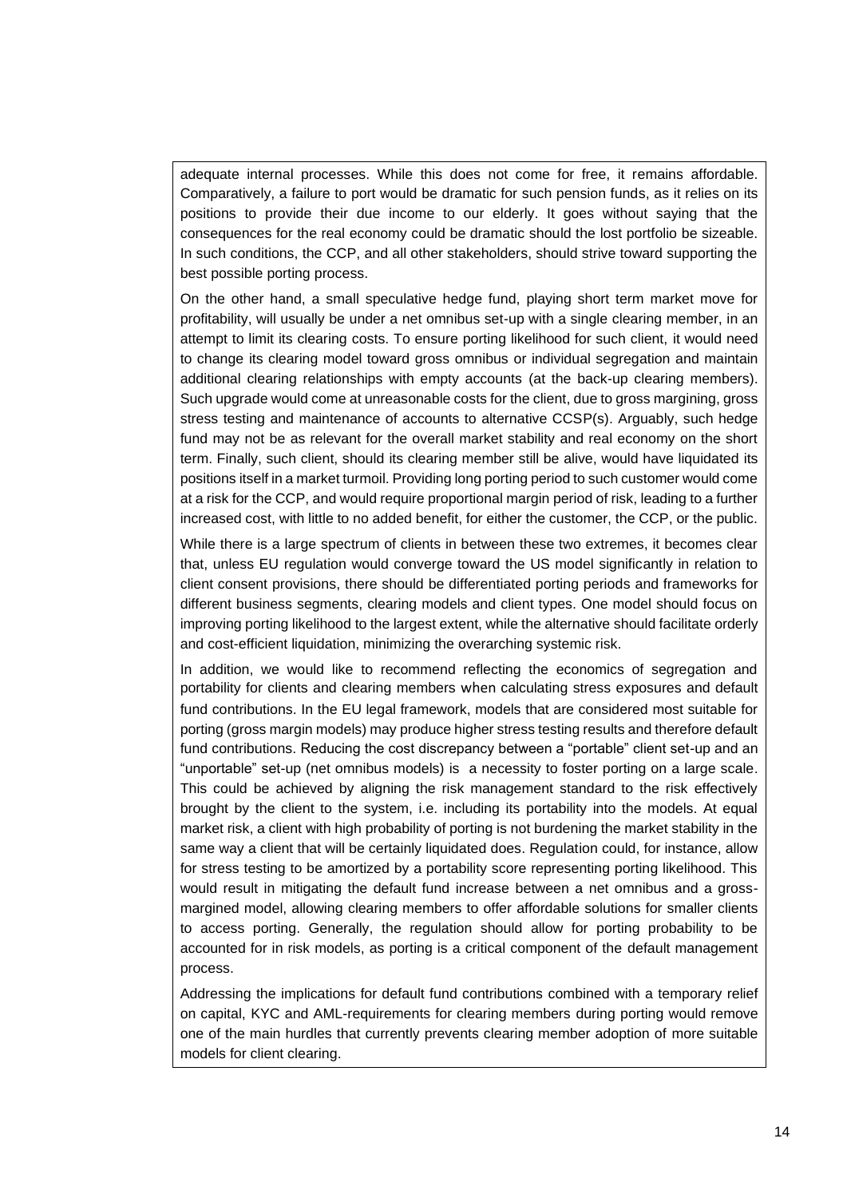adequate internal processes. While this does not come for free, it remains affordable. Comparatively, a failure to port would be dramatic for such pension funds, as it relies on its positions to provide their due income to our elderly. It goes without saying that the consequences for the real economy could be dramatic should the lost portfolio be sizeable. In such conditions, the CCP, and all other stakeholders, should strive toward supporting the best possible porting process.

On the other hand, a small speculative hedge fund, playing short term market move for profitability, will usually be under a net omnibus set-up with a single clearing member, in an attempt to limit its clearing costs. To ensure porting likelihood for such client, it would need to change its clearing model toward gross omnibus or individual segregation and maintain additional clearing relationships with empty accounts (at the back-up clearing members). Such upgrade would come at unreasonable costs for the client, due to gross margining, gross stress testing and maintenance of accounts to alternative CCSP(s). Arguably, such hedge fund may not be as relevant for the overall market stability and real economy on the short term. Finally, such client, should its clearing member still be alive, would have liquidated its positions itself in a market turmoil. Providing long porting period to such customer would come at a risk for the CCP, and would require proportional margin period of risk, leading to a further increased cost, with little to no added benefit, for either the customer, the CCP, or the public.

While there is a large spectrum of clients in between these two extremes, it becomes clear that, unless EU regulation would converge toward the US model significantly in relation to client consent provisions, there should be differentiated porting periods and frameworks for different business segments, clearing models and client types. One model should focus on improving porting likelihood to the largest extent, while the alternative should facilitate orderly and cost-efficient liquidation, minimizing the overarching systemic risk.

In addition, we would like to recommend reflecting the economics of segregation and portability for clients and clearing members when calculating stress exposures and default fund contributions. In the EU legal framework, models that are considered most suitable for porting (gross margin models) may produce higher stress testing results and therefore default fund contributions. Reducing the cost discrepancy between a "portable" client set-up and an "unportable" set-up (net omnibus models) is a necessity to foster porting on a large scale. This could be achieved by aligning the risk management standard to the risk effectively brought by the client to the system, i.e. including its portability into the models. At equal market risk, a client with high probability of porting is not burdening the market stability in the same way a client that will be certainly liquidated does. Regulation could, for instance, allow for stress testing to be amortized by a portability score representing porting likelihood. This would result in mitigating the default fund increase between a net omnibus and a gross-margined model, allowing clearing members to offer affordable solutions for smaller clients to access porting. Generally, the regulation should allow for porting probability to be accounted for in risk models, as porting is a critical component of the default management process.

Addressing the implications for default fund contributions combined with a temporary relief on capital, KYC and AML-requirements for clearing members during porting would remove one of the main hurdles that currently prevents clearing member adoption of more suitable models for client clearing.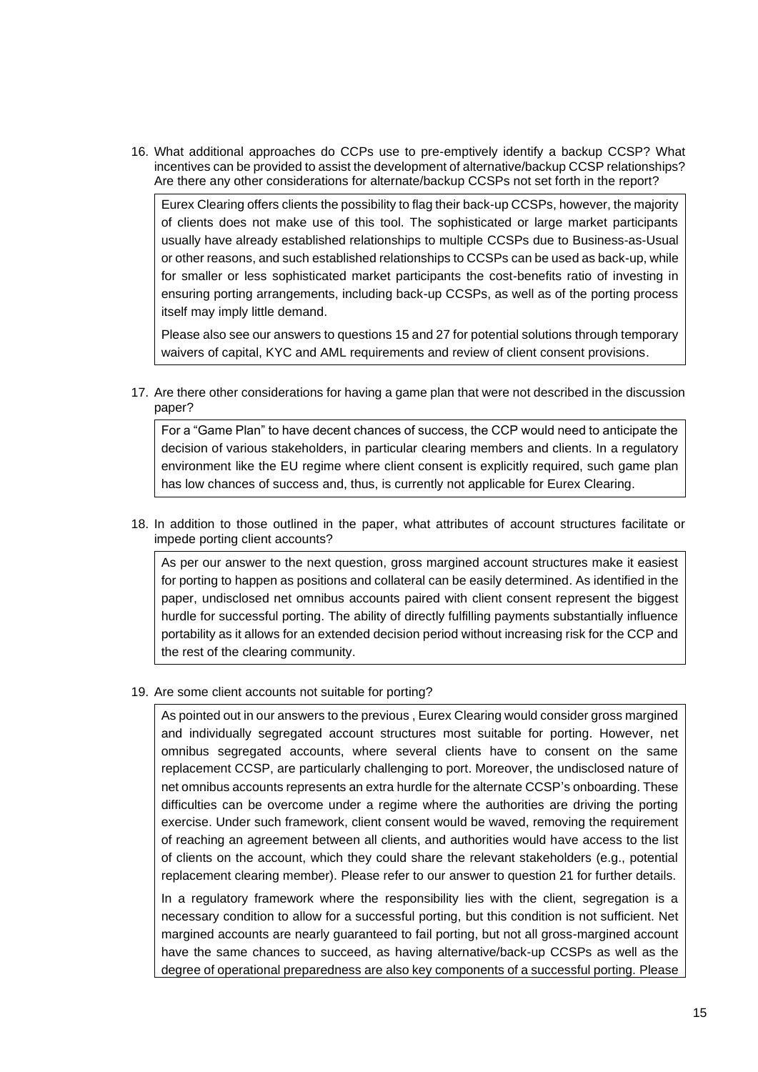16. What additional approaches do CCPs use to pre-emptively identify a backup CCSP? What incentives can be provided to assist the development of alternative/backup CCSP relationships? Are there any other considerations for alternate/backup CCSPs not set forth in the report?

> Eurex Clearing offers clients the possibility to flag their back-up CCSPs, however, the majority of clients does not make use of this tool. The sophisticated or large market participants usually have already established relationships to multiple CCSPs due to Business-as-Usual or other reasons, and such established relationships to CCSPs can be used as back-up, while for smaller or less sophisticated market participants the cost-benefits ratio of investing in ensuring porting arrangements, including back-up CCSPs, as well as of the porting process itself may imply little demand.
>
> Please also see our answers to questions 15 and 27 for potential solutions through temporary waivers of capital, KYC and AML requirements and review of client consent provisions.

17. Are there other considerations for having a game plan that were not described in the discussion paper?

> For a "Game Plan" to have decent chances of success, the CCP would need to anticipate the decision of various stakeholders, in particular clearing members and clients. In a regulatory environment like the EU regime where client consent is explicitly required, such game plan has low chances of success and, thus, is currently not applicable for Eurex Clearing.

18. In addition to those outlined in the paper, what attributes of account structures facilitate or impede porting client accounts?

> As per our answer to the next question, gross margined account structures make it easiest for porting to happen as positions and collateral can be easily determined. As identified in the paper, undisclosed net omnibus accounts paired with client consent represent the biggest hurdle for successful porting. The ability of directly fulfilling payments substantially influence portability as it allows for an extended decision period without increasing risk for the CCP and the rest of the clearing community.

19. Are some client accounts not suitable for porting?

> As pointed out in our answers to the previous , Eurex Clearing would consider gross margined and individually segregated account structures most suitable for porting. However, net omnibus segregated accounts, where several clients have to consent on the same replacement CCSP, are particularly challenging to port. Moreover, the undisclosed nature of net omnibus accounts represents an extra hurdle for the alternate CCSP's onboarding. These difficulties can be overcome under a regime where the authorities are driving the porting exercise. Under such framework, client consent would be waved, removing the requirement of reaching an agreement between all clients, and authorities would have access to the list of clients on the account, which they could share the relevant stakeholders (e.g., potential replacement clearing member). Please refer to our answer to question 21 for further details.
>
> In a regulatory framework where the responsibility lies with the client, segregation is a necessary condition to allow for a successful porting, but this condition is not sufficient. Net margined accounts are nearly guaranteed to fail porting, but not all gross-margined account have the same chances to succeed, as having alternative/back-up CCSPs as well as the degree of operational preparedness are also key components of a successful porting. Please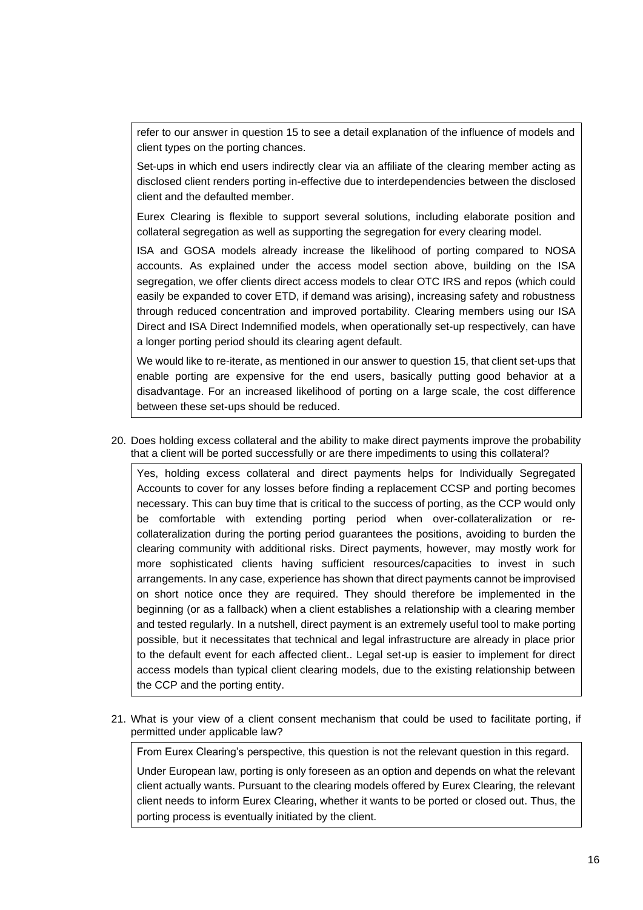refer to our answer in question 15 to see a detail explanation of the influence of models and client types on the porting chances.

Set-ups in which end users indirectly clear via an affiliate of the clearing member acting as disclosed client renders porting in-effective due to interdependencies between the disclosed client and the defaulted member.

Eurex Clearing is flexible to support several solutions, including elaborate position and collateral segregation as well as supporting the segregation for every clearing model.

ISA and GOSA models already increase the likelihood of porting compared to NOSA accounts. As explained under the access model section above, building on the ISA segregation, we offer clients direct access models to clear OTC IRS and repos (which could easily be expanded to cover ETD, if demand was arising), increasing safety and robustness through reduced concentration and improved portability. Clearing members using our ISA Direct and ISA Direct Indemnified models, when operationally set-up respectively, can have a longer porting period should its clearing agent default.

We would like to re-iterate, as mentioned in our answer to question 15, that client set-ups that enable porting are expensive for the end users, basically putting good behavior at a disadvantage. For an increased likelihood of porting on a large scale, the cost difference between these set-ups should be reduced.

20. Does holding excess collateral and the ability to make direct payments improve the probability that a client will be ported successfully or are there impediments to using this collateral?

Yes, holding excess collateral and direct payments helps for Individually Segregated Accounts to cover for any losses before finding a replacement CCSP and porting becomes necessary. This can buy time that is critical to the success of porting, as the CCP would only be comfortable with extending porting period when over-collateralization or re-collateralization during the porting period guarantees the positions, avoiding to burden the clearing community with additional risks. Direct payments, however, may mostly work for more sophisticated clients having sufficient resources/capacities to invest in such arrangements. In any case, experience has shown that direct payments cannot be improvised on short notice once they are required. They should therefore be implemented in the beginning (or as a fallback) when a client establishes a relationship with a clearing member and tested regularly. In a nutshell, direct payment is an extremely useful tool to make porting possible, but it necessitates that technical and legal infrastructure are already in place prior to the default event for each affected client.. Legal set-up is easier to implement for direct access models than typical client clearing models, due to the existing relationship between the CCP and the porting entity.

21. What is your view of a client consent mechanism that could be used to facilitate porting, if permitted under applicable law?

From Eurex Clearing's perspective, this question is not the relevant question in this regard.

Under European law, porting is only foreseen as an option and depends on what the relevant client actually wants. Pursuant to the clearing models offered by Eurex Clearing, the relevant client needs to inform Eurex Clearing, whether it wants to be ported or closed out. Thus, the porting process is eventually initiated by the client.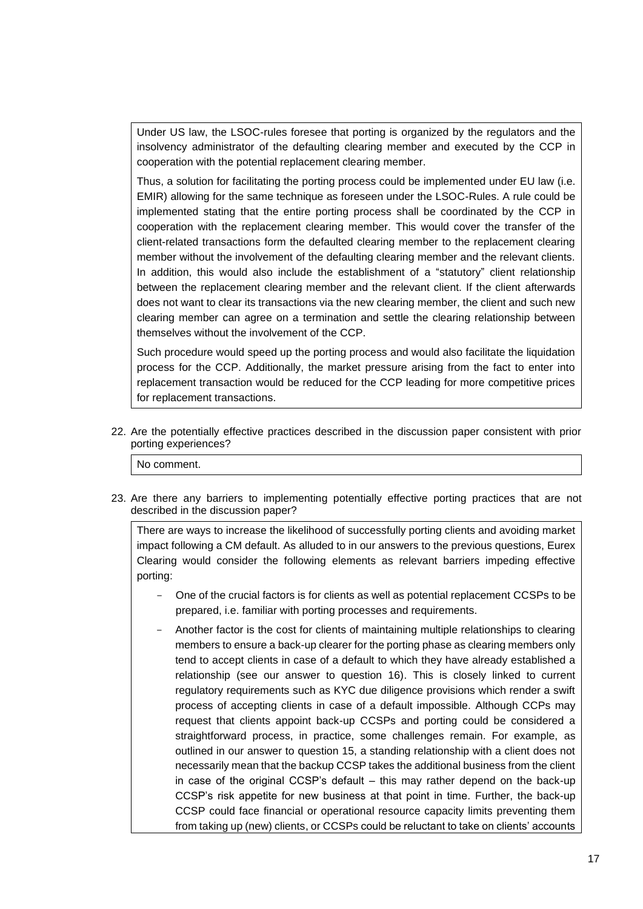Under US law, the LSOC-rules foresee that porting is organized by the regulators and the insolvency administrator of the defaulting clearing member and executed by the CCP in cooperation with the potential replacement clearing member.

Thus, a solution for facilitating the porting process could be implemented under EU law (i.e. EMIR) allowing for the same technique as foreseen under the LSOC-Rules. A rule could be implemented stating that the entire porting process shall be coordinated by the CCP in cooperation with the replacement clearing member. This would cover the transfer of the client-related transactions form the defaulted clearing member to the replacement clearing member without the involvement of the defaulting clearing member and the relevant clients. In addition, this would also include the establishment of a "statutory" client relationship between the replacement clearing member and the relevant client. If the client afterwards does not want to clear its transactions via the new clearing member, the client and such new clearing member can agree on a termination and settle the clearing relationship between themselves without the involvement of the CCP.

Such procedure would speed up the porting process and would also facilitate the liquidation process for the CCP. Additionally, the market pressure arising from the fact to enter into replacement transaction would be reduced for the CCP leading for more competitive prices for replacement transactions.

22. Are the potentially effective practices described in the discussion paper consistent with prior porting experiences?

No comment.

23. Are there any barriers to implementing potentially effective porting practices that are not described in the discussion paper?

There are ways to increase the likelihood of successfully porting clients and avoiding market impact following a CM default. As alluded to in our answers to the previous questions, Eurex Clearing would consider the following elements as relevant barriers impeding effective porting:

- One of the crucial factors is for clients as well as potential replacement CCSPs to be prepared, i.e. familiar with porting processes and requirements.
- Another factor is the cost for clients of maintaining multiple relationships to clearing members to ensure a back-up clearer for the porting phase as clearing members only tend to accept clients in case of a default to which they have already established a relationship (see our answer to question 16). This is closely linked to current regulatory requirements such as KYC due diligence provisions which render a swift process of accepting clients in case of a default impossible. Although CCPs may request that clients appoint back-up CCSPs and porting could be considered a straightforward process, in practice, some challenges remain. For example, as outlined in our answer to question 15, a standing relationship with a client does not necessarily mean that the backup CCSP takes the additional business from the client in case of the original CCSP's default – this may rather depend on the back-up CCSP's risk appetite for new business at that point in time. Further, the back-up CCSP could face financial or operational resource capacity limits preventing them from taking up (new) clients, or CCSPs could be reluctant to take on clients' accounts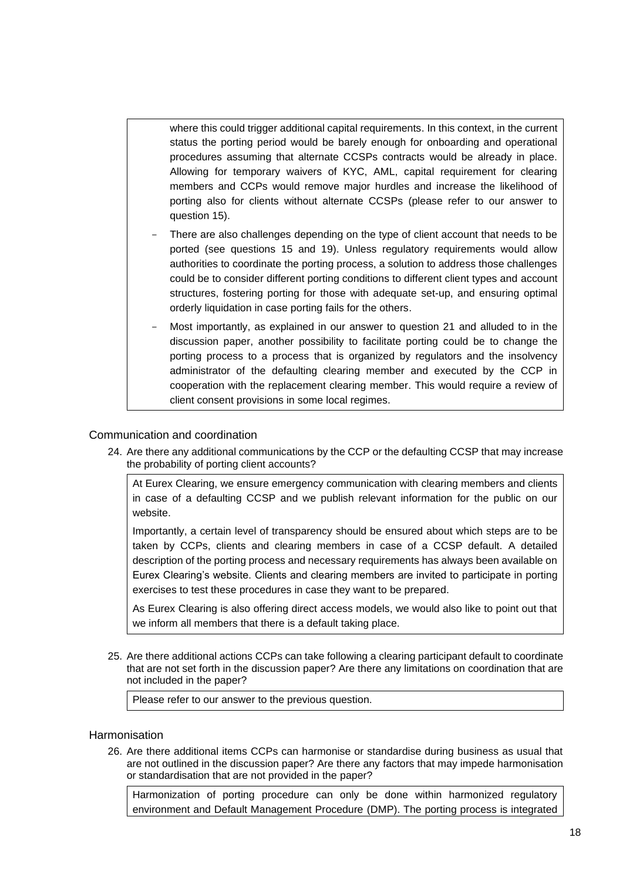where this could trigger additional capital requirements. In this context, in the current status the porting period would be barely enough for onboarding and operational procedures assuming that alternate CCSPs contracts would be already in place. Allowing for temporary waivers of KYC, AML, capital requirement for clearing members and CCPs would remove major hurdles and increase the likelihood of porting also for clients without alternate CCSPs (please refer to our answer to question 15).

- There are also challenges depending on the type of client account that needs to be ported (see questions 15 and 19). Unless regulatory requirements would allow authorities to coordinate the porting process, a solution to address those challenges could be to consider different porting conditions to different client types and account structures, fostering porting for those with adequate set-up, and ensuring optimal orderly liquidation in case porting fails for the others.
- Most importantly, as explained in our answer to question 21 and alluded to in the discussion paper, another possibility to facilitate porting could be to change the porting process to a process that is organized by regulators and the insolvency administrator of the defaulting clearing member and executed by the CCP in cooperation with the replacement clearing member. This would require a review of client consent provisions in some local regimes.

## Communication and coordination

24. Are there any additional communications by the CCP or the defaulting CCSP that may increase the probability of porting client accounts?

At Eurex Clearing, we ensure emergency communication with clearing members and clients in case of a defaulting CCSP and we publish relevant information for the public on our website.

Importantly, a certain level of transparency should be ensured about which steps are to be taken by CCPs, clients and clearing members in case of a CCSP default. A detailed description of the porting process and necessary requirements has always been available on Eurex Clearing's website. Clients and clearing members are invited to participate in porting exercises to test these procedures in case they want to be prepared.

As Eurex Clearing is also offering direct access models, we would also like to point out that we inform all members that there is a default taking place.

25. Are there additional actions CCPs can take following a clearing participant default to coordinate that are not set forth in the discussion paper? Are there any limitations on coordination that are not included in the paper?

Please refer to our answer to the previous question.

## Harmonisation

26. Are there additional items CCPs can harmonise or standardise during business as usual that are not outlined in the discussion paper? Are there any factors that may impede harmonisation or standardisation that are not provided in the paper?

Harmonization of porting procedure can only be done within harmonized regulatory environment and Default Management Procedure (DMP). The porting process is integrated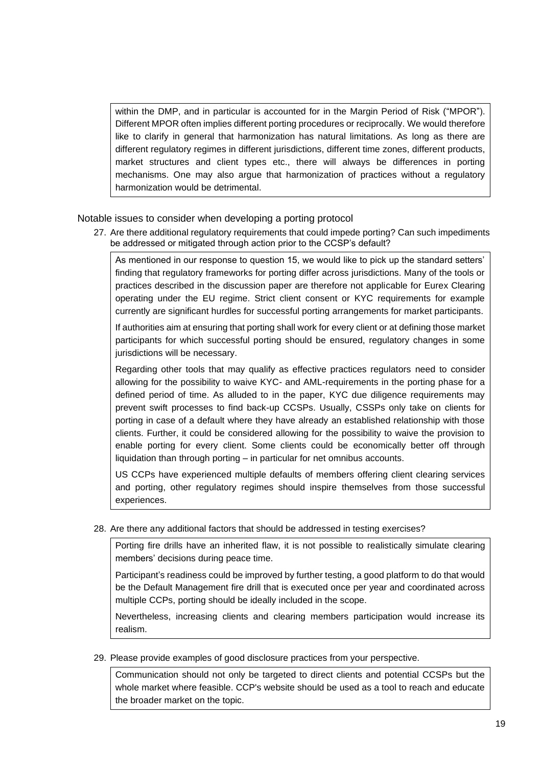within the DMP, and in particular is accounted for in the Margin Period of Risk ("MPOR"). Different MPOR often implies different porting procedures or reciprocally. We would therefore like to clarify in general that harmonization has natural limitations. As long as there are different regulatory regimes in different jurisdictions, different time zones, different products, market structures and client types etc., there will always be differences in porting mechanisms. One may also argue that harmonization of practices without a regulatory harmonization would be detrimental.

## Notable issues to consider when developing a porting protocol

27. Are there additional regulatory requirements that could impede porting? Can such impediments be addressed or mitigated through action prior to the CCSP's default?

As mentioned in our response to question 15, we would like to pick up the standard setters' finding that regulatory frameworks for porting differ across jurisdictions. Many of the tools or practices described in the discussion paper are therefore not applicable for Eurex Clearing operating under the EU regime. Strict client consent or KYC requirements for example currently are significant hurdles for successful porting arrangements for market participants.

If authorities aim at ensuring that porting shall work for every client or at defining those market participants for which successful porting should be ensured, regulatory changes in some jurisdictions will be necessary.

Regarding other tools that may qualify as effective practices regulators need to consider allowing for the possibility to waive KYC- and AML-requirements in the porting phase for a defined period of time. As alluded to in the paper, KYC due diligence requirements may prevent swift processes to find back-up CCSPs. Usually, CSSPs only take on clients for porting in case of a default where they have already an established relationship with those clients. Further, it could be considered allowing for the possibility to waive the provision to enable porting for every client. Some clients could be economically better off through liquidation than through porting – in particular for net omnibus accounts.

US CCPs have experienced multiple defaults of members offering client clearing services and porting, other regulatory regimes should inspire themselves from those successful experiences.

28. Are there any additional factors that should be addressed in testing exercises?

Porting fire drills have an inherited flaw, it is not possible to realistically simulate clearing members' decisions during peace time.

Participant's readiness could be improved by further testing, a good platform to do that would be the Default Management fire drill that is executed once per year and coordinated across multiple CCPs, porting should be ideally included in the scope.

Nevertheless, increasing clients and clearing members participation would increase its realism.

29. Please provide examples of good disclosure practices from your perspective.

Communication should not only be targeted to direct clients and potential CCSPs but the whole market where feasible. CCP's website should be used as a tool to reach and educate the broader market on the topic.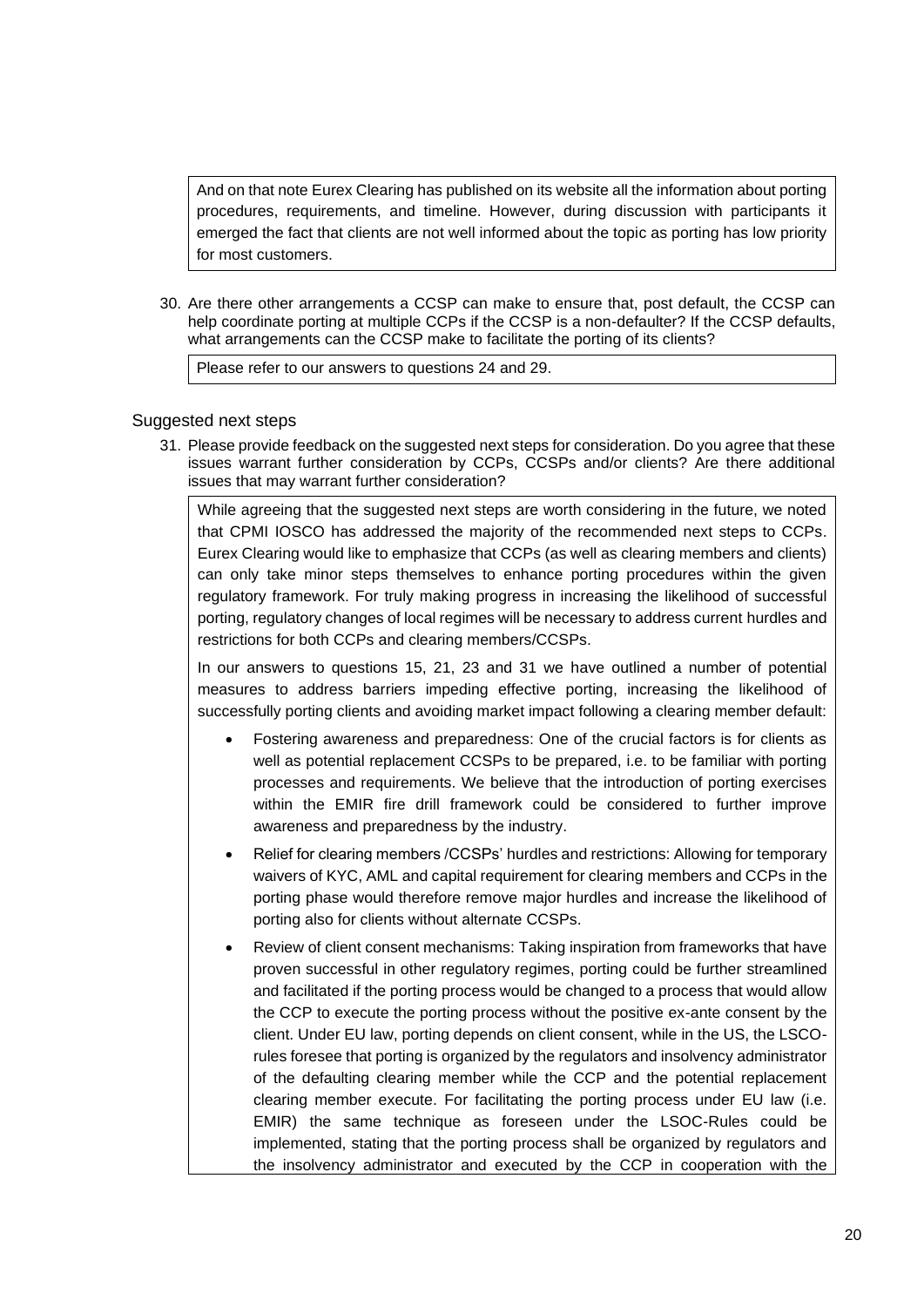And on that note Eurex Clearing has published on its website all the information about porting procedures, requirements, and timeline. However, during discussion with participants it emerged the fact that clients are not well informed about the topic as porting has low priority for most customers.

30. Are there other arrangements a CCSP can make to ensure that, post default, the CCSP can help coordinate porting at multiple CCPs if the CCSP is a non-defaulter? If the CCSP defaults, what arrangements can the CCSP make to facilitate the porting of its clients?

Please refer to our answers to questions 24 and 29.

## Suggested next steps

31. Please provide feedback on the suggested next steps for consideration. Do you agree that these issues warrant further consideration by CCPs, CCSPs and/or clients? Are there additional issues that may warrant further consideration?

While agreeing that the suggested next steps are worth considering in the future, we noted that CPMI IOSCO has addressed the majority of the recommended next steps to CCPs. Eurex Clearing would like to emphasize that CCPs (as well as clearing members and clients) can only take minor steps themselves to enhance porting procedures within the given regulatory framework. For truly making progress in increasing the likelihood of successful porting, regulatory changes of local regimes will be necessary to address current hurdles and restrictions for both CCPs and clearing members/CCSPs.

In our answers to questions 15, 21, 23 and 31 we have outlined a number of potential measures to address barriers impeding effective porting, increasing the likelihood of successfully porting clients and avoiding market impact following a clearing member default:

- Fostering awareness and preparedness: One of the crucial factors is for clients as well as potential replacement CCSPs to be prepared, i.e. to be familiar with porting processes and requirements. We believe that the introduction of porting exercises within the EMIR fire drill framework could be considered to further improve awareness and preparedness by the industry.
- Relief for clearing members /CCSPs' hurdles and restrictions: Allowing for temporary waivers of KYC, AML and capital requirement for clearing members and CCPs in the porting phase would therefore remove major hurdles and increase the likelihood of porting also for clients without alternate CCSPs.
- Review of client consent mechanisms: Taking inspiration from frameworks that have proven successful in other regulatory regimes, porting could be further streamlined and facilitated if the porting process would be changed to a process that would allow the CCP to execute the porting process without the positive ex-ante consent by the client. Under EU law, porting depends on client consent, while in the US, the LSCO-rules foresee that porting is organized by the regulators and insolvency administrator of the defaulting clearing member while the CCP and the potential replacement clearing member execute. For facilitating the porting process under EU law (i.e. EMIR) the same technique as foreseen under the LSOC-Rules could be implemented, stating that the porting process shall be organized by regulators and the insolvency administrator and executed by the CCP in cooperation with the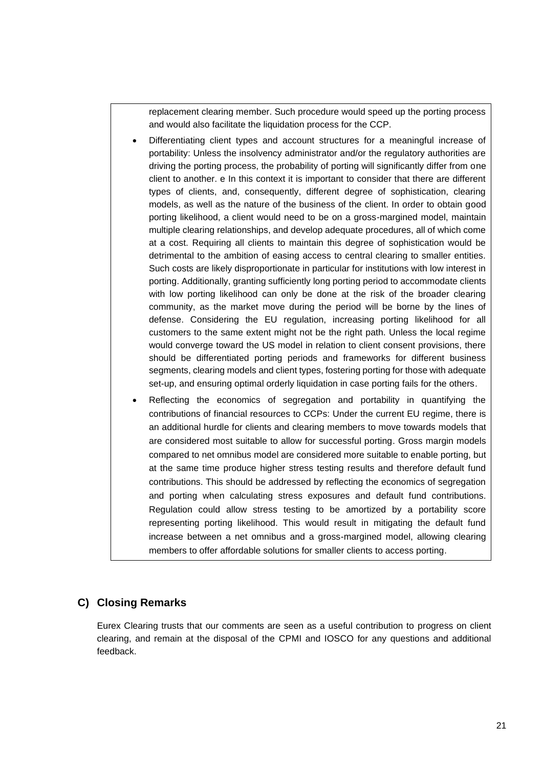replacement clearing member. Such procedure would speed up the porting process and would also facilitate the liquidation process for the CCP.

- Differentiating client types and account structures for a meaningful increase of portability: Unless the insolvency administrator and/or the regulatory authorities are driving the porting process, the probability of porting will significantly differ from one client to another. e In this context it is important to consider that there are different types of clients, and, consequently, different degree of sophistication, clearing models, as well as the nature of the business of the client. In order to obtain good porting likelihood, a client would need to be on a gross-margined model, maintain multiple clearing relationships, and develop adequate procedures, all of which come at a cost. Requiring all clients to maintain this degree of sophistication would be detrimental to the ambition of easing access to central clearing to smaller entities. Such costs are likely disproportionate in particular for institutions with low interest in porting. Additionally, granting sufficiently long porting period to accommodate clients with low porting likelihood can only be done at the risk of the broader clearing community, as the market move during the period will be borne by the lines of defense. Considering the EU regulation, increasing porting likelihood for all customers to the same extent might not be the right path. Unless the local regime would converge toward the US model in relation to client consent provisions, there should be differentiated porting periods and frameworks for different business segments, clearing models and client types, fostering porting for those with adequate set-up, and ensuring optimal orderly liquidation in case porting fails for the others.
- Reflecting the economics of segregation and portability in quantifying the contributions of financial resources to CCPs: Under the current EU regime, there is an additional hurdle for clients and clearing members to move towards models that are considered most suitable to allow for successful porting. Gross margin models compared to net omnibus model are considered more suitable to enable porting, but at the same time produce higher stress testing results and therefore default fund contributions. This should be addressed by reflecting the economics of segregation and porting when calculating stress exposures and default fund contributions. Regulation could allow stress testing to be amortized by a portability score representing porting likelihood. This would result in mitigating the default fund increase between a net omnibus and a gross-margined model, allowing clearing members to offer affordable solutions for smaller clients to access porting.

## C) Closing Remarks

Eurex Clearing trusts that our comments are seen as a useful contribution to progress on client clearing, and remain at the disposal of the CPMI and IOSCO for any questions and additional feedback.